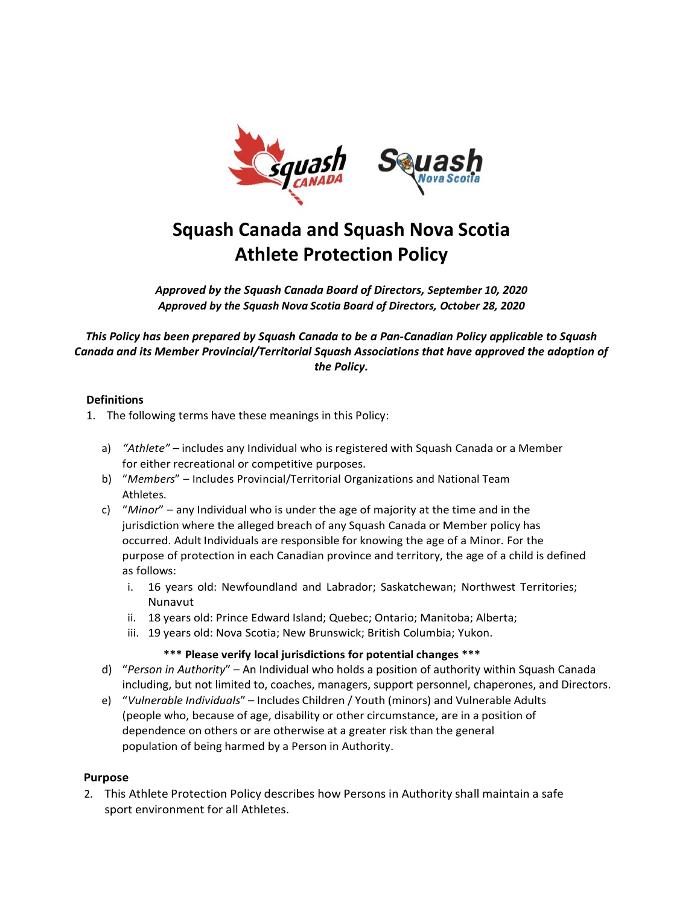# Squash Canada and Squash Nova Scotia Athlete Protection Policy

***Approved by the Squash Canada Board of Directors, September 10, 2020***
***Approved by the Squash Nova Scotia Board of Directors, October 28, 2020***

***This Policy has been prepared by Squash Canada to be a Pan-Canadian Policy applicable to Squash Canada and its Member Provincial/Territorial Squash Associations that have approved the adoption of the Policy.***

## Definitions

1. The following terms have these meanings in this Policy:

   a) *"Athlete"* – includes any Individual who is registered with Squash Canada or a Member for either recreational or competitive purposes.
   b) "*Members*" – Includes Provincial/Territorial Organizations and National Team Athletes.
   c) "*Minor*" – any Individual who is under the age of majority at the time and in the jurisdiction where the alleged breach of any Squash Canada or Member policy has occurred. Adult Individuals are responsible for knowing the age of a Minor. For the purpose of protection in each Canadian province and territory, the age of a child is defined as follows:
      i. 16 years old: Newfoundland and Labrador; Saskatchewan; Northwest Territories; Nunavut
      ii. 18 years old: Prince Edward Island; Quebec; Ontario; Manitoba; Alberta;
      iii. 19 years old: Nova Scotia; New Brunswick; British Columbia; Yukon.

      **\*\*\* Please verify local jurisdictions for potential changes \*\*\***

   d) "*Person in Authority*" – An Individual who holds a position of authority within Squash Canada including, but not limited to, coaches, managers, support personnel, chaperones, and Directors.
   e) "*Vulnerable Individuals*" – Includes Children / Youth (minors) and Vulnerable Adults (people who, because of age, disability or other circumstance, are in a position of dependence on others or are otherwise at a greater risk than the general population of being harmed by a Person in Authority.

## Purpose

2. This Athlete Protection Policy describes how Persons in Authority shall maintain a safe sport environment for all Athletes.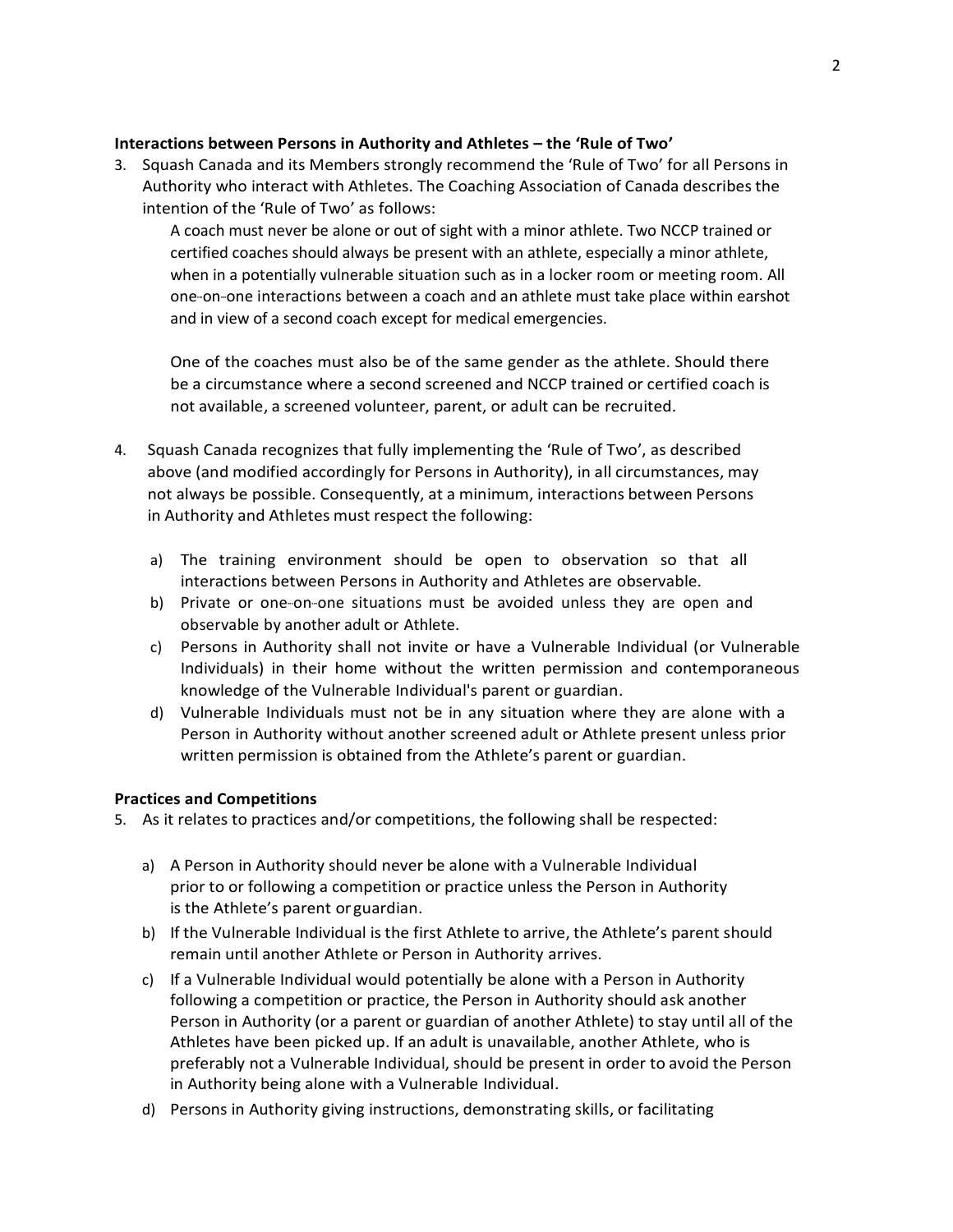**Interactions between Persons in Authority and Athletes – the 'Rule of Two'**

3. Squash Canada and its Members strongly recommend the 'Rule of Two' for all Persons in Authority who interact with Athletes. The Coaching Association of Canada describes the intention of the 'Rule of Two' as follows:

   > A coach must never be alone or out of sight with a minor athlete. Two NCCP trained or certified coaches should always be present with an athlete, especially a minor athlete, when in a potentially vulnerable situation such as in a locker room or meeting room. All one-on-one interactions between a coach and an athlete must take place within earshot and in view of a second coach except for medical emergencies.
   >
   > One of the coaches must also be of the same gender as the athlete. Should there be a circumstance where a second screened and NCCP trained or certified coach is not available, a screened volunteer, parent, or adult can be recruited.

4. Squash Canada recognizes that fully implementing the 'Rule of Two', as described above (and modified accordingly for Persons in Authority), in all circumstances, may not always be possible. Consequently, at a minimum, interactions between Persons in Authority and Athletes must respect the following:

   a) The training environment should be open to observation so that all interactions between Persons in Authority and Athletes are observable.
   b) Private or one-on-one situations must be avoided unless they are open and observable by another adult or Athlete.
   c) Persons in Authority shall not invite or have a Vulnerable Individual (or Vulnerable Individuals) in their home without the written permission and contemporaneous knowledge of the Vulnerable Individual's parent or guardian.
   d) Vulnerable Individuals must not be in any situation where they are alone with a Person in Authority without another screened adult or Athlete present unless prior written permission is obtained from the Athlete's parent or guardian.

**Practices and Competitions**

5. As it relates to practices and/or competitions, the following shall be respected:

   a) A Person in Authority should never be alone with a Vulnerable Individual prior to or following a competition or practice unless the Person in Authority is the Athlete's parent or guardian.
   b) If the Vulnerable Individual is the first Athlete to arrive, the Athlete's parent should remain until another Athlete or Person in Authority arrives.
   c) If a Vulnerable Individual would potentially be alone with a Person in Authority following a competition or practice, the Person in Authority should ask another Person in Authority (or a parent or guardian of another Athlete) to stay until all of the Athletes have been picked up. If an adult is unavailable, another Athlete, who is preferably not a Vulnerable Individual, should be present in order to avoid the Person in Authority being alone with a Vulnerable Individual.
   d) Persons in Authority giving instructions, demonstrating skills, or facilitating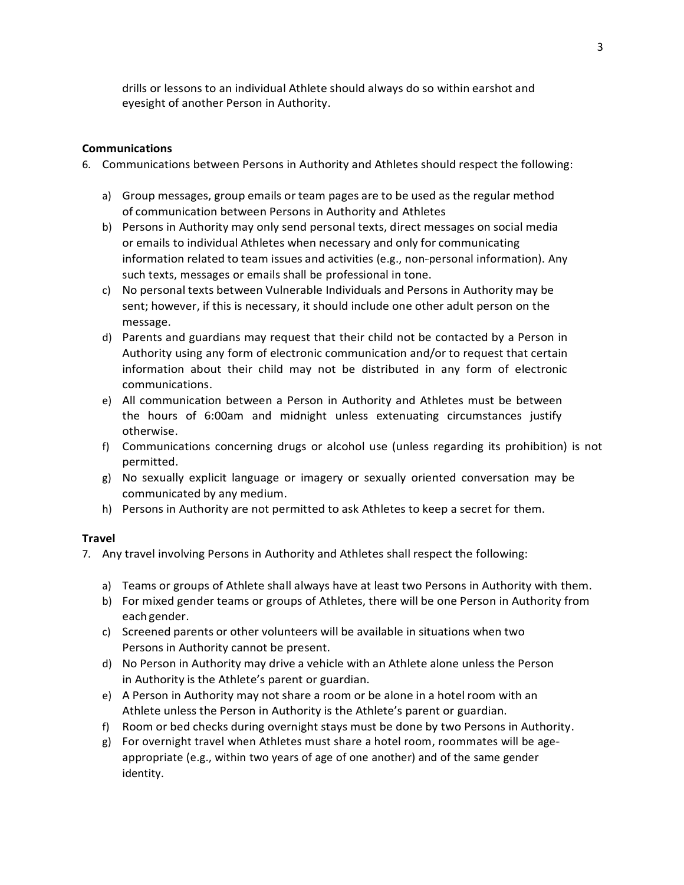drills or lessons to an individual Athlete should always do so within earshot and eyesight of another Person in Authority.

**Communications**

6. Communications between Persons in Authority and Athletes should respect the following:

   a) Group messages, group emails or team pages are to be used as the regular method of communication between Persons in Authority and Athletes
   b) Persons in Authority may only send personal texts, direct messages on social media or emails to individual Athletes when necessary and only for communicating information related to team issues and activities (e.g., non-personal information). Any such texts, messages or emails shall be professional in tone.
   c) No personal texts between Vulnerable Individuals and Persons in Authority may be sent; however, if this is necessary, it should include one other adult person on the message.
   d) Parents and guardians may request that their child not be contacted by a Person in Authority using any form of electronic communication and/or to request that certain information about their child may not be distributed in any form of electronic communications.
   e) All communication between a Person in Authority and Athletes must be between the hours of 6:00am and midnight unless extenuating circumstances justify otherwise.
   f) Communications concerning drugs or alcohol use (unless regarding its prohibition) is not permitted.
   g) No sexually explicit language or imagery or sexually oriented conversation may be communicated by any medium.
   h) Persons in Authority are not permitted to ask Athletes to keep a secret for them.

**Travel**

7. Any travel involving Persons in Authority and Athletes shall respect the following:

   a) Teams or groups of Athlete shall always have at least two Persons in Authority with them.
   b) For mixed gender teams or groups of Athletes, there will be one Person in Authority from each gender.
   c) Screened parents or other volunteers will be available in situations when two Persons in Authority cannot be present.
   d) No Person in Authority may drive a vehicle with an Athlete alone unless the Person in Authority is the Athlete's parent or guardian.
   e) A Person in Authority may not share a room or be alone in a hotel room with an Athlete unless the Person in Authority is the Athlete's parent or guardian.
   f) Room or bed checks during overnight stays must be done by two Persons in Authority.
   g) For overnight travel when Athletes must share a hotel room, roommates will be age-appropriate (e.g., within two years of age of one another) and of the same gender identity.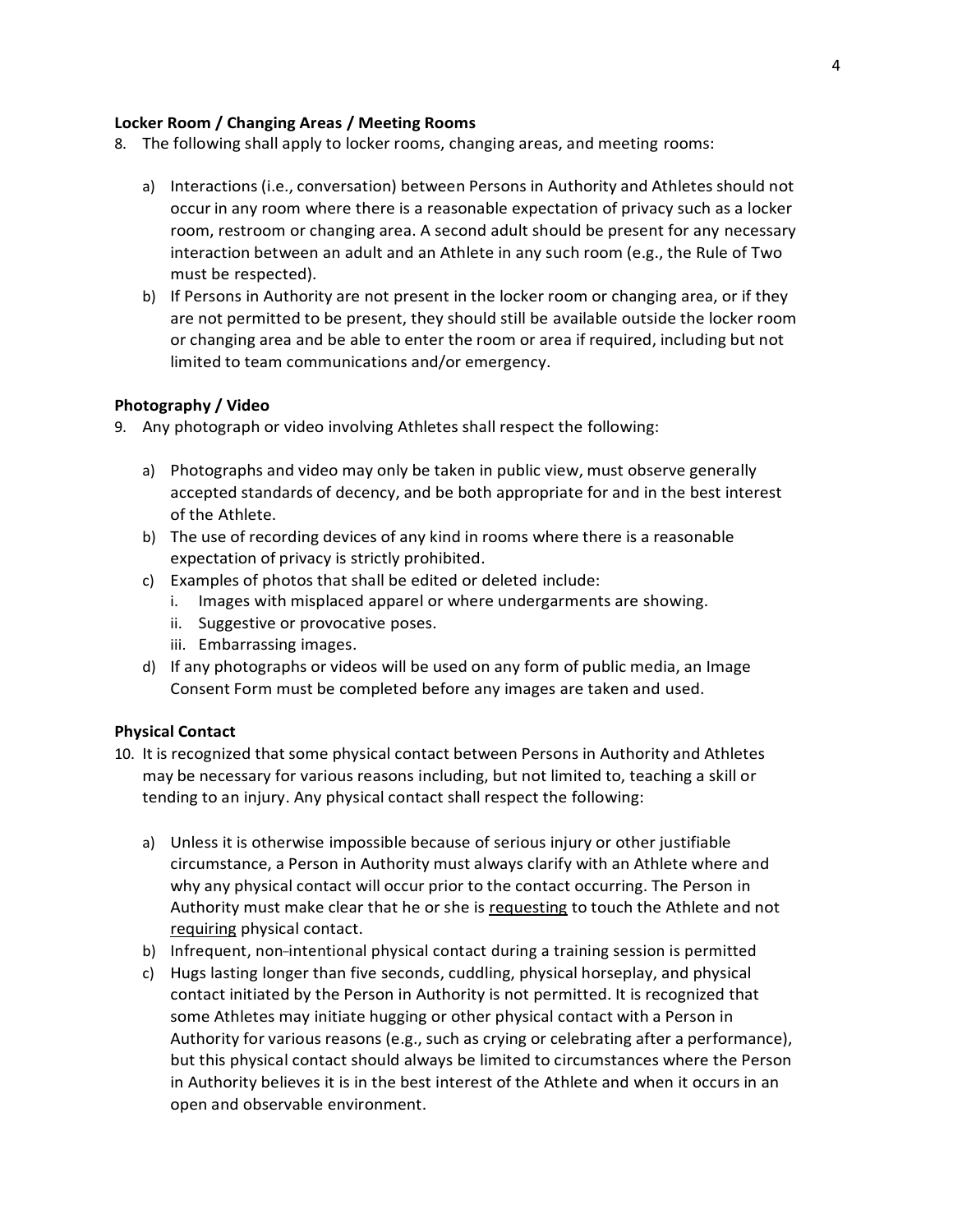**Locker Room / Changing Areas / Meeting Rooms**

8. The following shall apply to locker rooms, changing areas, and meeting rooms:

    a) Interactions (i.e., conversation) between Persons in Authority and Athletes should not occur in any room where there is a reasonable expectation of privacy such as a locker room, restroom or changing area. A second adult should be present for any necessary interaction between an adult and an Athlete in any such room (e.g., the Rule of Two must be respected).
    b) If Persons in Authority are not present in the locker room or changing area, or if they are not permitted to be present, they should still be available outside the locker room or changing area and be able to enter the room or area if required, including but not limited to team communications and/or emergency.

**Photography / Video**

9. Any photograph or video involving Athletes shall respect the following:

    a) Photographs and video may only be taken in public view, must observe generally accepted standards of decency, and be both appropriate for and in the best interest of the Athlete.
    b) The use of recording devices of any kind in rooms where there is a reasonable expectation of privacy is strictly prohibited.
    c) Examples of photos that shall be edited or deleted include:
        i. Images with misplaced apparel or where undergarments are showing.
        ii. Suggestive or provocative poses.
        iii. Embarrassing images.
    d) If any photographs or videos will be used on any form of public media, an Image Consent Form must be completed before any images are taken and used.

**Physical Contact**

10. It is recognized that some physical contact between Persons in Authority and Athletes may be necessary for various reasons including, but not limited to, teaching a skill or tending to an injury. Any physical contact shall respect the following:

    a) Unless it is otherwise impossible because of serious injury or other justifiable circumstance, a Person in Authority must always clarify with an Athlete where and why any physical contact will occur prior to the contact occurring. The Person in Authority must make clear that he or she is <u>requesting</u> to touch the Athlete and not <u>requiring</u> physical contact.
    b) Infrequent, non-intentional physical contact during a training session is permitted
    c) Hugs lasting longer than five seconds, cuddling, physical horseplay, and physical contact initiated by the Person in Authority is not permitted. It is recognized that some Athletes may initiate hugging or other physical contact with a Person in Authority for various reasons (e.g., such as crying or celebrating after a performance), but this physical contact should always be limited to circumstances where the Person in Authority believes it is in the best interest of the Athlete and when it occurs in an open and observable environment.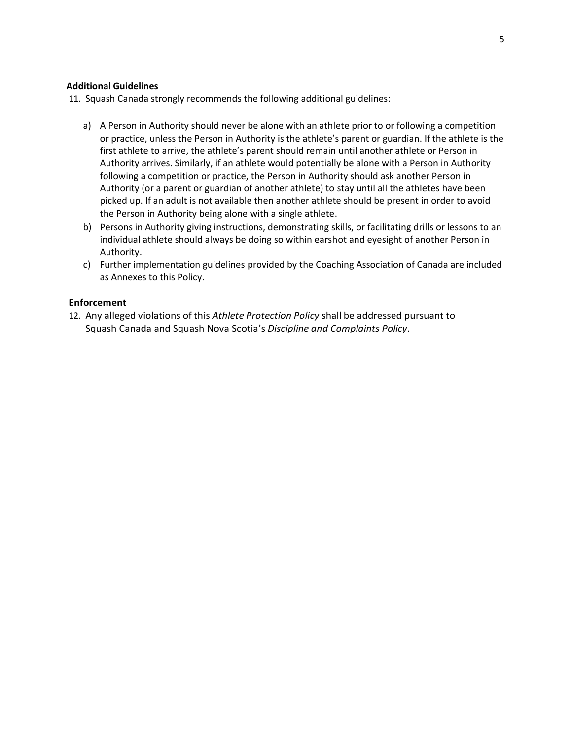**Additional Guidelines**

11. Squash Canada strongly recommends the following additional guidelines:

    a) A Person in Authority should never be alone with an athlete prior to or following a competition or practice, unless the Person in Authority is the athlete's parent or guardian. If the athlete is the first athlete to arrive, the athlete's parent should remain until another athlete or Person in Authority arrives. Similarly, if an athlete would potentially be alone with a Person in Authority following a competition or practice, the Person in Authority should ask another Person in Authority (or a parent or guardian of another athlete) to stay until all the athletes have been picked up. If an adult is not available then another athlete should be present in order to avoid the Person in Authority being alone with a single athlete.

    b) Persons in Authority giving instructions, demonstrating skills, or facilitating drills or lessons to an individual athlete should always be doing so within earshot and eyesight of another Person in Authority.

    c) Further implementation guidelines provided by the Coaching Association of Canada are included as Annexes to this Policy.

**Enforcement**

12. Any alleged violations of this *Athlete Protection Policy* shall be addressed pursuant to Squash Canada and Squash Nova Scotia's *Discipline and Complaints Policy*.